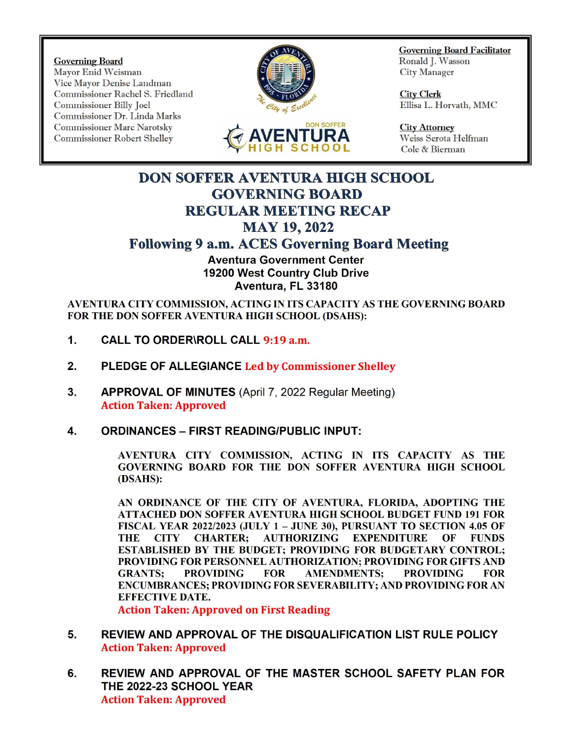**Governing Board**
Mayor Enid Weisman
Vice Mayor Denise Landman
Commissioner Rachel S. Friedland
Commissioner Billy Joel
Commissioner Dr. Linda Marks
Commissioner Marc Narotsky
Commissioner Robert Shelley

**Governing Board Facilitator**
Ronald J. Wasson
City Manager

**City Clerk**
Ellisa L. Horvath, MMC

**City Attorney**
Weiss Serota Helfman
Cole & Bierman

# DON SOFFER AVENTURA HIGH SCHOOL GOVERNING BOARD REGULAR MEETING RECAP MAY 19, 2022

## Following 9 a.m. ACES Governing Board Meeting

**Aventura Government Center**
**19200 West Country Club Drive**
**Aventura, FL 33180**

**AVENTURA CITY COMMISSION, ACTING IN ITS CAPACITY AS THE GOVERNING BOARD FOR THE DON SOFFER AVENTURA HIGH SCHOOL (DSAHS):**

1. **CALL TO ORDER\ROLL CALL** 9:19 a.m.

2. **PLEDGE OF ALLEGIANCE** Led by Commissioner Shelley

3. **APPROVAL OF MINUTES** (April 7, 2022 Regular Meeting)
   **Action Taken: Approved**

4. **ORDINANCES – FIRST READING/PUBLIC INPUT:**

   **AVENTURA CITY COMMISSION, ACTING IN ITS CAPACITY AS THE GOVERNING BOARD FOR THE DON SOFFER AVENTURA HIGH SCHOOL (DSAHS):**

   **AN ORDINANCE OF THE CITY OF AVENTURA, FLORIDA, ADOPTING THE ATTACHED DON SOFFER AVENTURA HIGH SCHOOL BUDGET FUND 191 FOR FISCAL YEAR 2022/2023 (JULY 1 – JUNE 30), PURSUANT TO SECTION 4.05 OF THE CITY CHARTER; AUTHORIZING EXPENDITURE OF FUNDS ESTABLISHED BY THE BUDGET; PROVIDING FOR BUDGETARY CONTROL; PROVIDING FOR PERSONNEL AUTHORIZATION; PROVIDING FOR GIFTS AND GRANTS; PROVIDING FOR AMENDMENTS; PROVIDING FOR ENCUMBRANCES; PROVIDING FOR SEVERABILITY; AND PROVIDING FOR AN EFFECTIVE DATE.**
   **Action Taken: Approved on First Reading**

5. **REVIEW AND APPROVAL OF THE DISQUALIFICATION LIST RULE POLICY**
   **Action Taken: Approved**

6. **REVIEW AND APPROVAL OF THE MASTER SCHOOL SAFETY PLAN FOR THE 2022-23 SCHOOL YEAR**
   **Action Taken: Approved**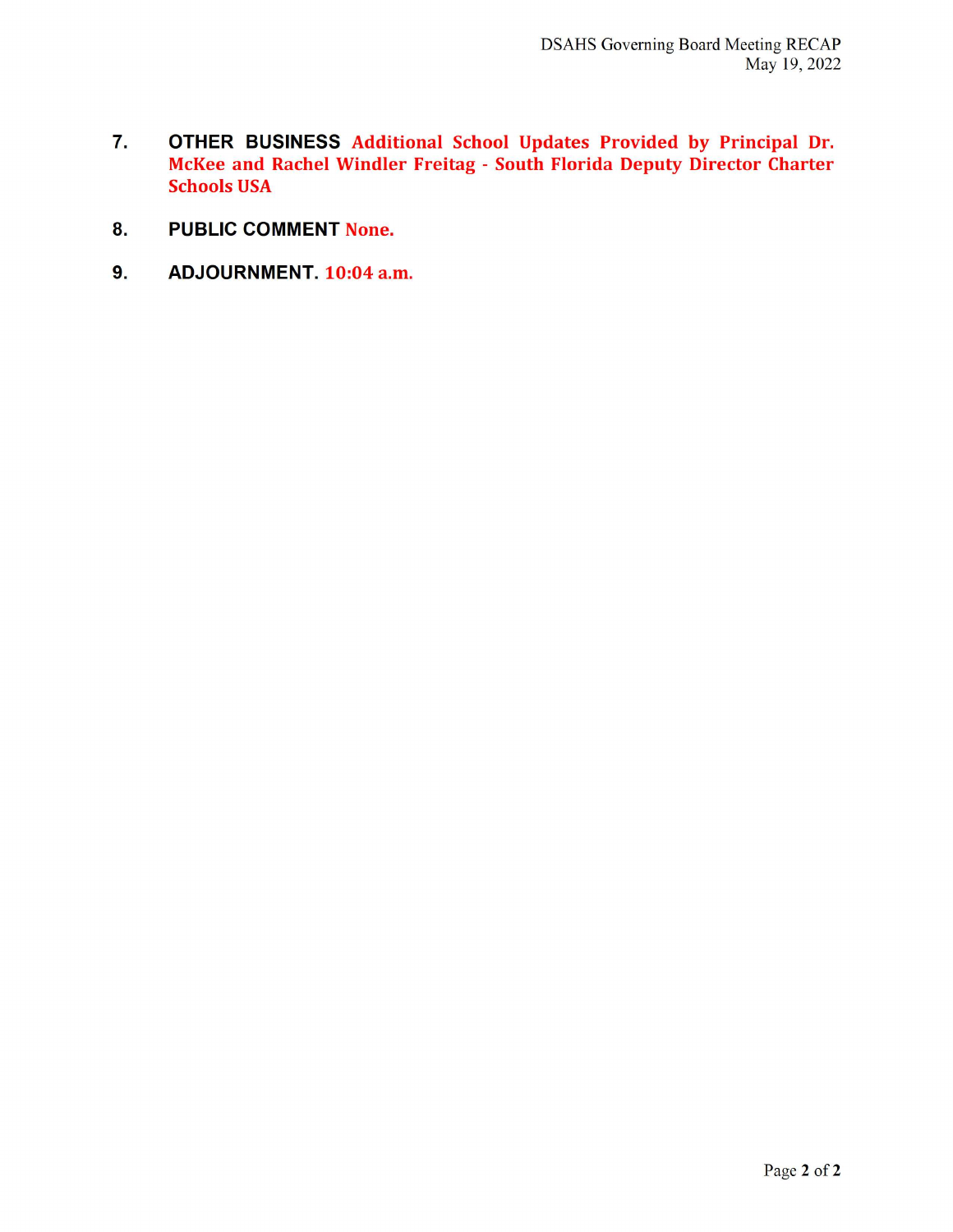7. **OTHER BUSINESS** **Additional School Updates Provided by Principal Dr. McKee and Rachel Windler Freitag - South Florida Deputy Director Charter Schools USA**

8. **PUBLIC COMMENT** **None.**

9. **ADJOURNMENT.** **10:04 a.m.**